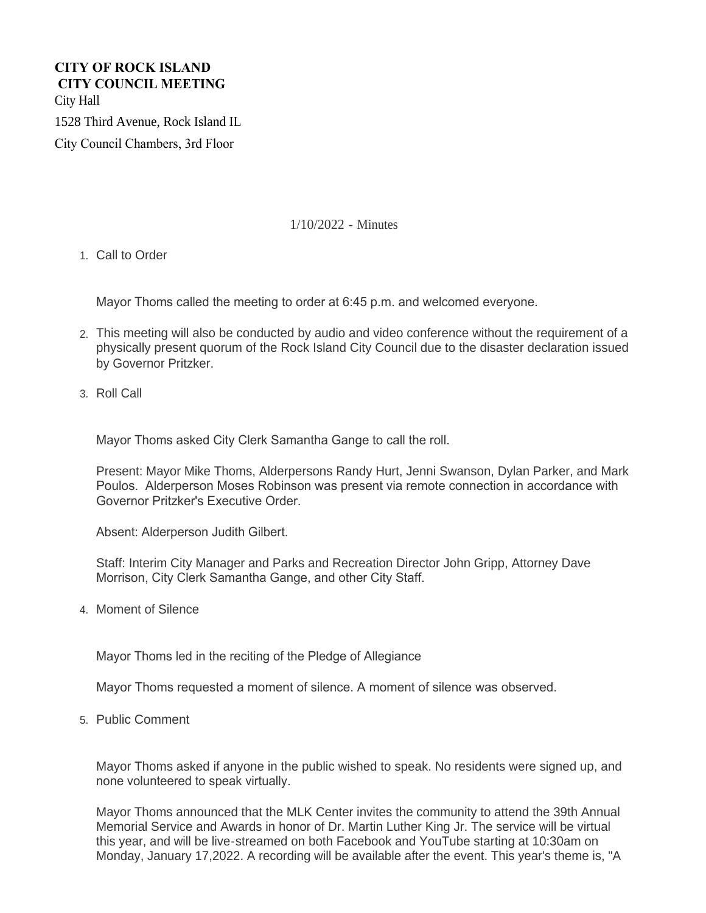**CITY OF ROCK ISLAND**
**CITY COUNCIL MEETING**

City Hall

1528 Third Avenue, Rock Island IL

City Council Chambers, 3rd Floor

1/10/2022 - Minutes

1. Call to Order

   Mayor Thoms called the meeting to order at 6:45 p.m. and welcomed everyone.

2. This meeting will also be conducted by audio and video conference without the requirement of a physically present quorum of the Rock Island City Council due to the disaster declaration issued by Governor Pritzker.

3. Roll Call

   Mayor Thoms asked City Clerk Samantha Gange to call the roll.

   Present: Mayor Mike Thoms, Alderpersons Randy Hurt, Jenni Swanson, Dylan Parker, and Mark Poulos. Alderperson Moses Robinson was present via remote connection in accordance with Governor Pritzker's Executive Order.

   Absent: Alderperson Judith Gilbert.

   Staff: Interim City Manager and Parks and Recreation Director John Gripp, Attorney Dave Morrison, City Clerk Samantha Gange, and other City Staff.

4. Moment of Silence

   Mayor Thoms led in the reciting of the Pledge of Allegiance

   Mayor Thoms requested a moment of silence. A moment of silence was observed.

5. Public Comment

   Mayor Thoms asked if anyone in the public wished to speak. No residents were signed up, and none volunteered to speak virtually.

   Mayor Thoms announced that the MLK Center invites the community to attend the 39th Annual Memorial Service and Awards in honor of Dr. Martin Luther King Jr. The service will be virtual this year, and will be live-streamed on both Facebook and YouTube starting at 10:30am on Monday, January 17,2022. A recording will be available after the event. This year's theme is, "A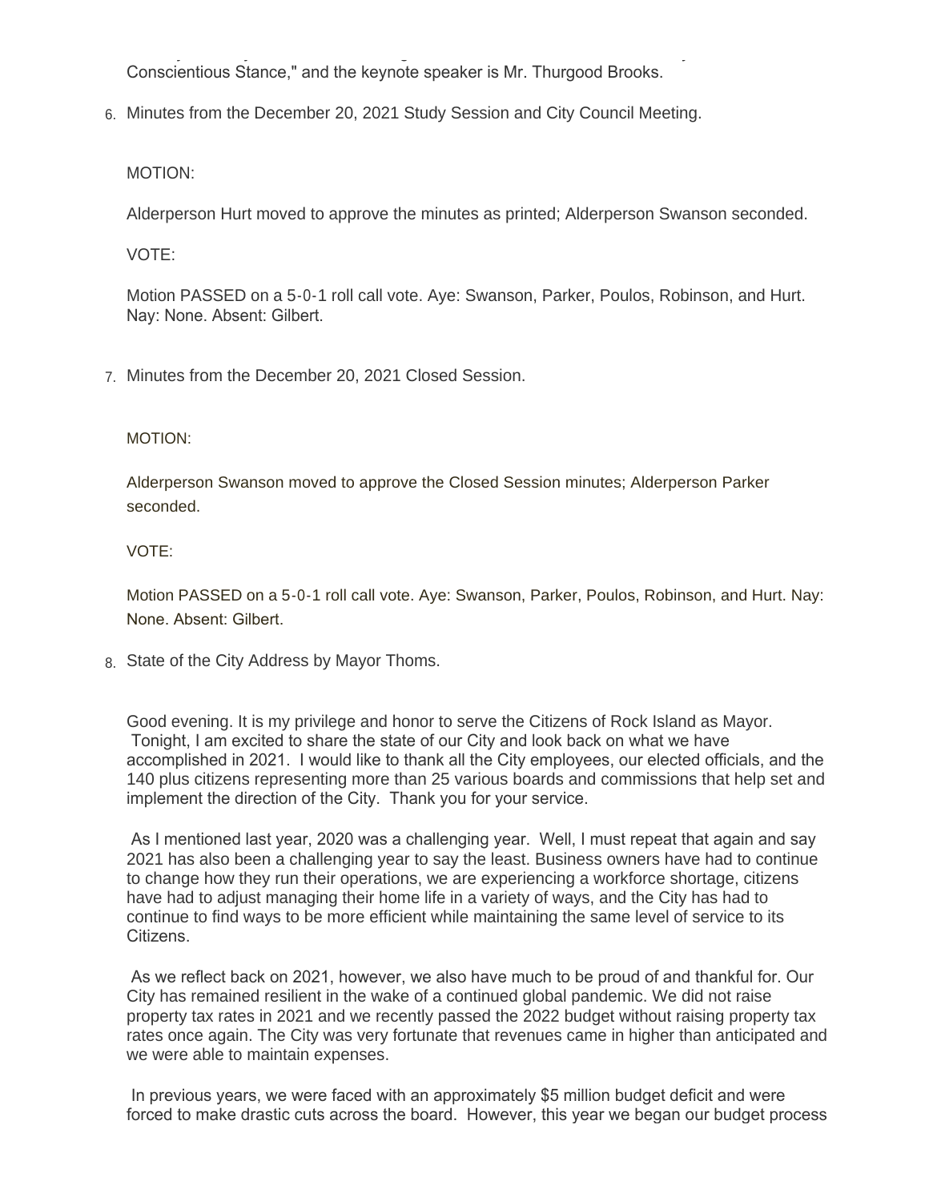Conscientious Stance," and the keynote speaker is Mr. Thurgood Brooks.

6. Minutes from the December 20, 2021 Study Session and City Council Meeting.

MOTION:

Alderperson Hurt moved to approve the minutes as printed; Alderperson Swanson seconded.

VOTE:

Motion PASSED on a 5-0-1 roll call vote. Aye: Swanson, Parker, Poulos, Robinson, and Hurt. Nay: None. Absent: Gilbert.

7. Minutes from the December 20, 2021 Closed Session.

MOTION:

Alderperson Swanson moved to approve the Closed Session minutes; Alderperson Parker seconded.

VOTE:

Motion PASSED on a 5-0-1 roll call vote. Aye: Swanson, Parker, Poulos, Robinson, and Hurt. Nay: None. Absent: Gilbert.

8. State of the City Address by Mayor Thoms.

Good evening. It is my privilege and honor to serve the Citizens of Rock Island as Mayor. Tonight, I am excited to share the state of our City and look back on what we have accomplished in 2021. I would like to thank all the City employees, our elected officials, and the 140 plus citizens representing more than 25 various boards and commissions that help set and implement the direction of the City. Thank you for your service.

As I mentioned last year, 2020 was a challenging year. Well, I must repeat that again and say 2021 has also been a challenging year to say the least. Business owners have had to continue to change how they run their operations, we are experiencing a workforce shortage, citizens have had to adjust managing their home life in a variety of ways, and the City has had to continue to find ways to be more efficient while maintaining the same level of service to its Citizens.

As we reflect back on 2021, however, we also have much to be proud of and thankful for. Our City has remained resilient in the wake of a continued global pandemic. We did not raise property tax rates in 2021 and we recently passed the 2022 budget without raising property tax rates once again. The City was very fortunate that revenues came in higher than anticipated and we were able to maintain expenses.

In previous years, we were faced with an approximately $5 million budget deficit and were forced to make drastic cuts across the board. However, this year we began our budget process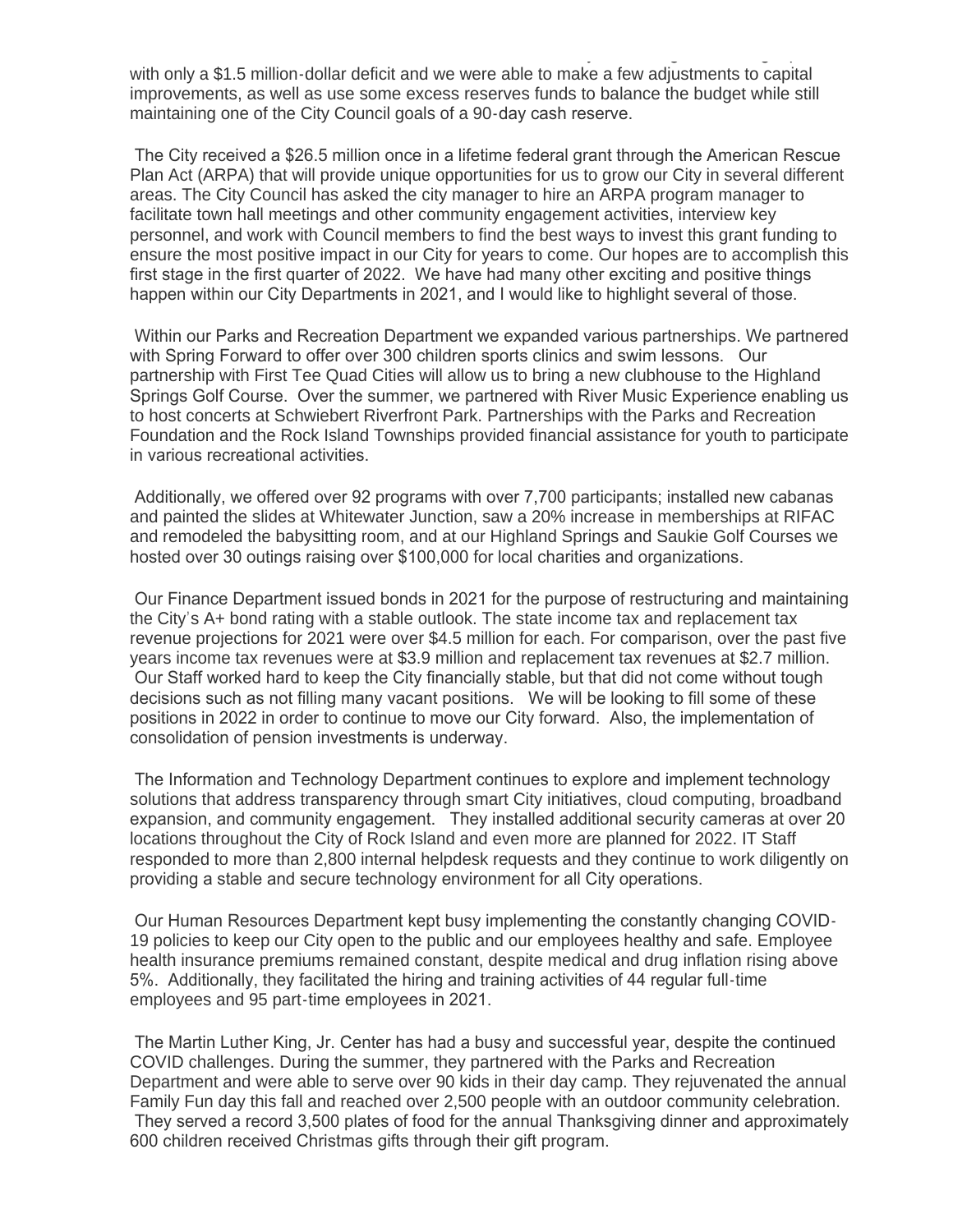with only a $1.5 million-dollar deficit and we were able to make a few adjustments to capital improvements, as well as use some excess reserves funds to balance the budget while still maintaining one of the City Council goals of a 90-day cash reserve.

The City received a $26.5 million once in a lifetime federal grant through the American Rescue Plan Act (ARPA) that will provide unique opportunities for us to grow our City in several different areas. The City Council has asked the city manager to hire an ARPA program manager to facilitate town hall meetings and other community engagement activities, interview key personnel, and work with Council members to find the best ways to invest this grant funding to ensure the most positive impact in our City for years to come. Our hopes are to accomplish this first stage in the first quarter of 2022. We have had many other exciting and positive things happen within our City Departments in 2021, and I would like to highlight several of those.

Within our Parks and Recreation Department we expanded various partnerships. We partnered with Spring Forward to offer over 300 children sports clinics and swim lessons. Our partnership with First Tee Quad Cities will allow us to bring a new clubhouse to the Highland Springs Golf Course. Over the summer, we partnered with River Music Experience enabling us to host concerts at Schwiebert Riverfront Park. Partnerships with the Parks and Recreation Foundation and the Rock Island Townships provided financial assistance for youth to participate in various recreational activities.

Additionally, we offered over 92 programs with over 7,700 participants; installed new cabanas and painted the slides at Whitewater Junction, saw a 20% increase in memberships at RIFAC and remodeled the babysitting room, and at our Highland Springs and Saukie Golf Courses we hosted over 30 outings raising over $100,000 for local charities and organizations.

Our Finance Department issued bonds in 2021 for the purpose of restructuring and maintaining the City's A+ bond rating with a stable outlook. The state income tax and replacement tax revenue projections for 2021 were over $4.5 million for each. For comparison, over the past five years income tax revenues were at $3.9 million and replacement tax revenues at $2.7 million. Our Staff worked hard to keep the City financially stable, but that did not come without tough decisions such as not filling many vacant positions. We will be looking to fill some of these positions in 2022 in order to continue to move our City forward. Also, the implementation of consolidation of pension investments is underway.

The Information and Technology Department continues to explore and implement technology solutions that address transparency through smart City initiatives, cloud computing, broadband expansion, and community engagement. They installed additional security cameras at over 20 locations throughout the City of Rock Island and even more are planned for 2022. IT Staff responded to more than 2,800 internal helpdesk requests and they continue to work diligently on providing a stable and secure technology environment for all City operations.

Our Human Resources Department kept busy implementing the constantly changing COVID-19 policies to keep our City open to the public and our employees healthy and safe. Employee health insurance premiums remained constant, despite medical and drug inflation rising above 5%. Additionally, they facilitated the hiring and training activities of 44 regular full-time employees and 95 part-time employees in 2021.

The Martin Luther King, Jr. Center has had a busy and successful year, despite the continued COVID challenges. During the summer, they partnered with the Parks and Recreation Department and were able to serve over 90 kids in their day camp. They rejuvenated the annual Family Fun day this fall and reached over 2,500 people with an outdoor community celebration. They served a record 3,500 plates of food for the annual Thanksgiving dinner and approximately 600 children received Christmas gifts through their gift program.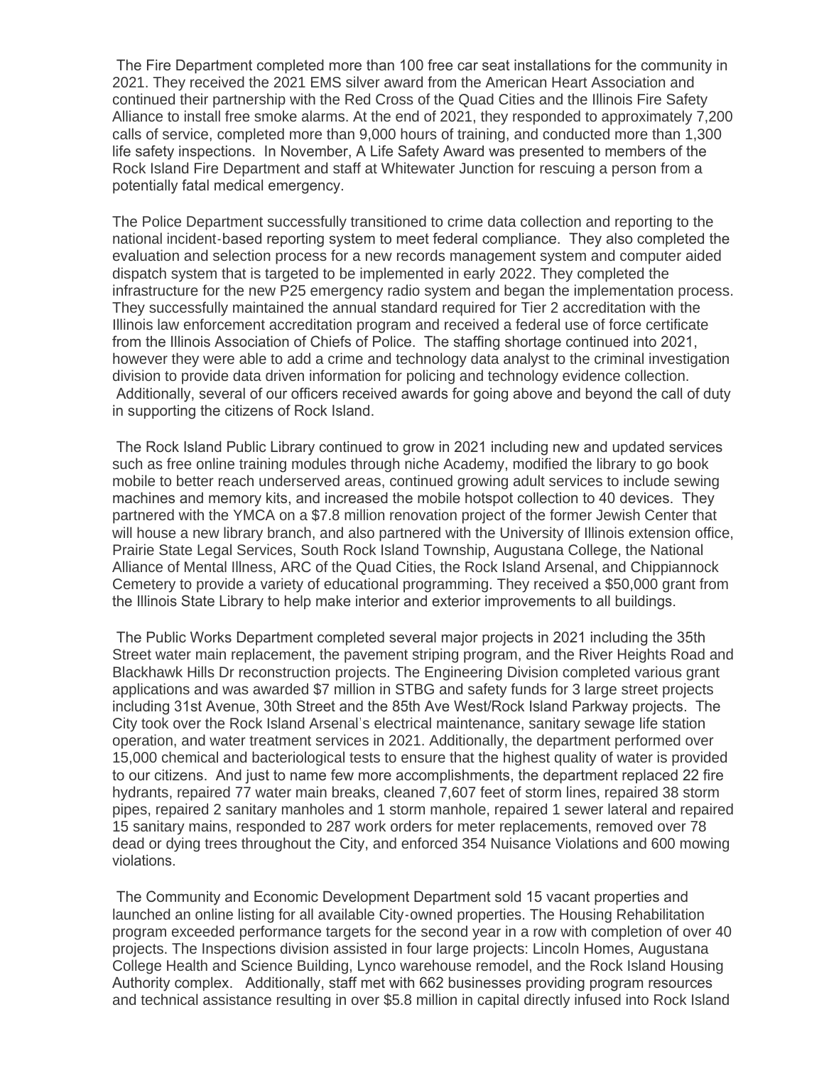The Fire Department completed more than 100 free car seat installations for the community in 2021. They received the 2021 EMS silver award from the American Heart Association and continued their partnership with the Red Cross of the Quad Cities and the Illinois Fire Safety Alliance to install free smoke alarms. At the end of 2021, they responded to approximately 7,200 calls of service, completed more than 9,000 hours of training, and conducted more than 1,300 life safety inspections. In November, A Life Safety Award was presented to members of the Rock Island Fire Department and staff at Whitewater Junction for rescuing a person from a potentially fatal medical emergency.

The Police Department successfully transitioned to crime data collection and reporting to the national incident-based reporting system to meet federal compliance. They also completed the evaluation and selection process for a new records management system and computer aided dispatch system that is targeted to be implemented in early 2022. They completed the infrastructure for the new P25 emergency radio system and began the implementation process. They successfully maintained the annual standard required for Tier 2 accreditation with the Illinois law enforcement accreditation program and received a federal use of force certificate from the Illinois Association of Chiefs of Police. The staffing shortage continued into 2021, however they were able to add a crime and technology data analyst to the criminal investigation division to provide data driven information for policing and technology evidence collection. Additionally, several of our officers received awards for going above and beyond the call of duty in supporting the citizens of Rock Island.

The Rock Island Public Library continued to grow in 2021 including new and updated services such as free online training modules through niche Academy, modified the library to go book mobile to better reach underserved areas, continued growing adult services to include sewing machines and memory kits, and increased the mobile hotspot collection to 40 devices. They partnered with the YMCA on a $7.8 million renovation project of the former Jewish Center that will house a new library branch, and also partnered with the University of Illinois extension office, Prairie State Legal Services, South Rock Island Township, Augustana College, the National Alliance of Mental Illness, ARC of the Quad Cities, the Rock Island Arsenal, and Chippiannock Cemetery to provide a variety of educational programming. They received a $50,000 grant from the Illinois State Library to help make interior and exterior improvements to all buildings.

The Public Works Department completed several major projects in 2021 including the 35th Street water main replacement, the pavement striping program, and the River Heights Road and Blackhawk Hills Dr reconstruction projects. The Engineering Division completed various grant applications and was awarded $7 million in STBG and safety funds for 3 large street projects including 31st Avenue, 30th Street and the 85th Ave West/Rock Island Parkway projects. The City took over the Rock Island Arsenal's electrical maintenance, sanitary sewage life station operation, and water treatment services in 2021. Additionally, the department performed over 15,000 chemical and bacteriological tests to ensure that the highest quality of water is provided to our citizens. And just to name few more accomplishments, the department replaced 22 fire hydrants, repaired 77 water main breaks, cleaned 7,607 feet of storm lines, repaired 38 storm pipes, repaired 2 sanitary manholes and 1 storm manhole, repaired 1 sewer lateral and repaired 15 sanitary mains, responded to 287 work orders for meter replacements, removed over 78 dead or dying trees throughout the City, and enforced 354 Nuisance Violations and 600 mowing violations.

The Community and Economic Development Department sold 15 vacant properties and launched an online listing for all available City-owned properties. The Housing Rehabilitation program exceeded performance targets for the second year in a row with completion of over 40 projects. The Inspections division assisted in four large projects: Lincoln Homes, Augustana College Health and Science Building, Lynco warehouse remodel, and the Rock Island Housing Authority complex. Additionally, staff met with 662 businesses providing program resources and technical assistance resulting in over $5.8 million in capital directly infused into Rock Island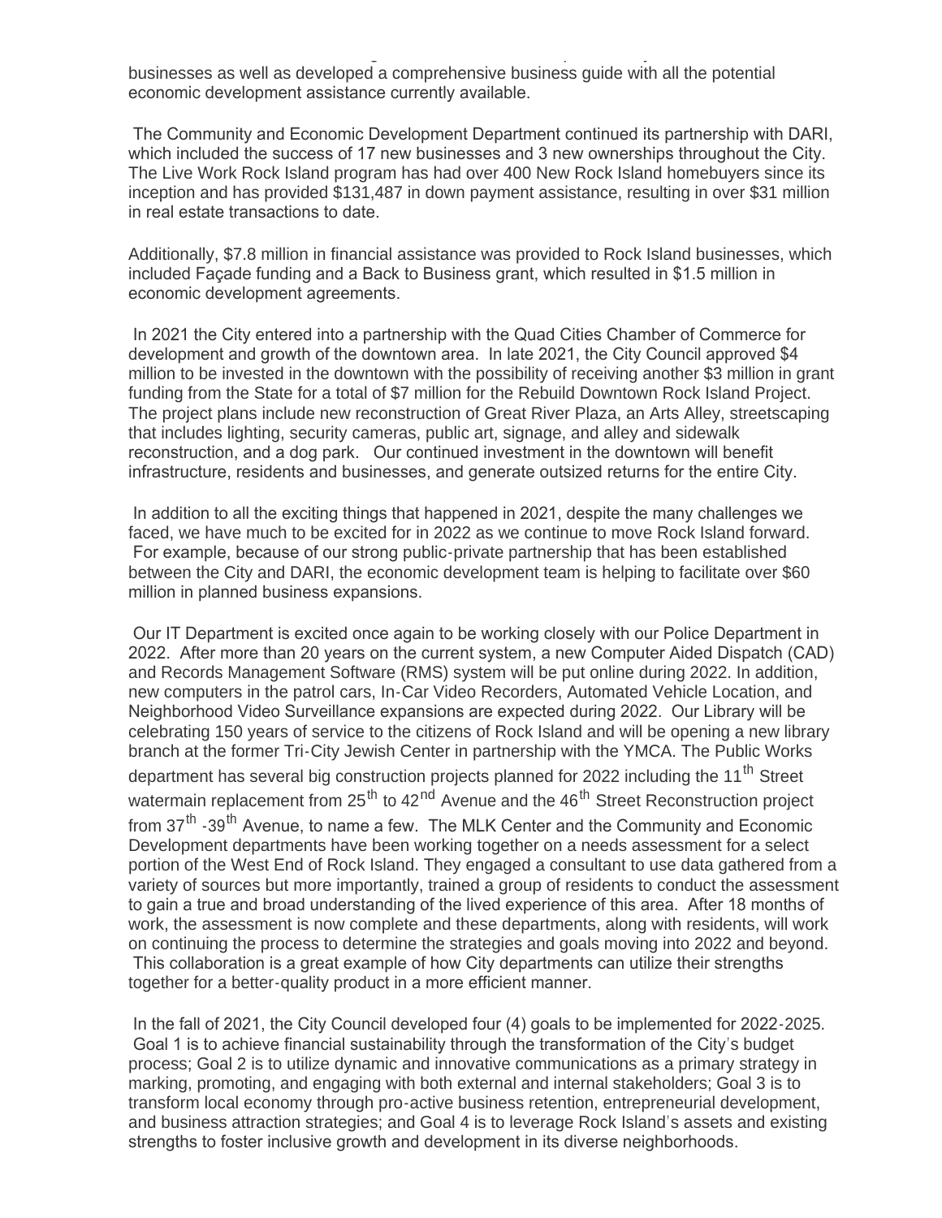businesses as well as developed a comprehensive business guide with all the potential economic development assistance currently available.

The Community and Economic Development Department continued its partnership with DARI, which included the success of 17 new businesses and 3 new ownerships throughout the City. The Live Work Rock Island program has had over 400 New Rock Island homebuyers since its inception and has provided $131,487 in down payment assistance, resulting in over $31 million in real estate transactions to date.

Additionally, $7.8 million in financial assistance was provided to Rock Island businesses, which included Façade funding and a Back to Business grant, which resulted in $1.5 million in economic development agreements.

In 2021 the City entered into a partnership with the Quad Cities Chamber of Commerce for development and growth of the downtown area. In late 2021, the City Council approved $4 million to be invested in the downtown with the possibility of receiving another $3 million in grant funding from the State for a total of $7 million for the Rebuild Downtown Rock Island Project. The project plans include new reconstruction of Great River Plaza, an Arts Alley, streetscaping that includes lighting, security cameras, public art, signage, and alley and sidewalk reconstruction, and a dog park. Our continued investment in the downtown will benefit infrastructure, residents and businesses, and generate outsized returns for the entire City.

In addition to all the exciting things that happened in 2021, despite the many challenges we faced, we have much to be excited for in 2022 as we continue to move Rock Island forward. For example, because of our strong public-private partnership that has been established between the City and DARI, the economic development team is helping to facilitate over $60 million in planned business expansions.

Our IT Department is excited once again to be working closely with our Police Department in 2022. After more than 20 years on the current system, a new Computer Aided Dispatch (CAD) and Records Management Software (RMS) system will be put online during 2022. In addition, new computers in the patrol cars, In-Car Video Recorders, Automated Vehicle Location, and Neighborhood Video Surveillance expansions are expected during 2022. Our Library will be celebrating 150 years of service to the citizens of Rock Island and will be opening a new library branch at the former Tri-City Jewish Center in partnership with the YMCA. The Public Works department has several big construction projects planned for 2022 including the 11th Street watermain replacement from 25th to 42nd Avenue and the 46th Street Reconstruction project from 37th -39th Avenue, to name a few. The MLK Center and the Community and Economic Development departments have been working together on a needs assessment for a select portion of the West End of Rock Island. They engaged a consultant to use data gathered from a variety of sources but more importantly, trained a group of residents to conduct the assessment to gain a true and broad understanding of the lived experience of this area. After 18 months of work, the assessment is now complete and these departments, along with residents, will work on continuing the process to determine the strategies and goals moving into 2022 and beyond. This collaboration is a great example of how City departments can utilize their strengths together for a better-quality product in a more efficient manner.

In the fall of 2021, the City Council developed four (4) goals to be implemented for 2022-2025. Goal 1 is to achieve financial sustainability through the transformation of the City's budget process; Goal 2 is to utilize dynamic and innovative communications as a primary strategy in marking, promoting, and engaging with both external and internal stakeholders; Goal 3 is to transform local economy through pro-active business retention, entrepreneurial development, and business attraction strategies; and Goal 4 is to leverage Rock Island's assets and existing strengths to foster inclusive growth and development in its diverse neighborhoods.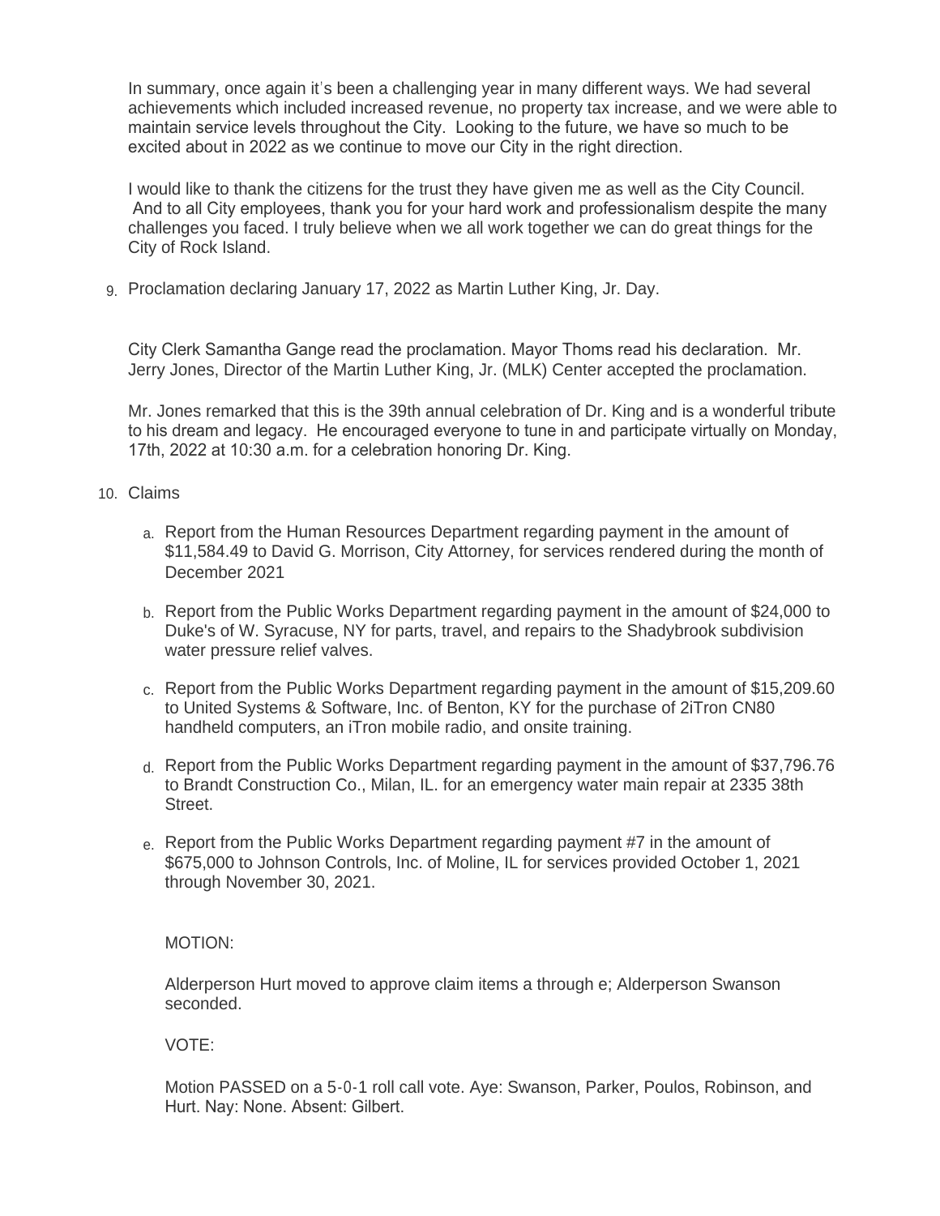In summary, once again it's been a challenging year in many different ways. We had several achievements which included increased revenue, no property tax increase, and we were able to maintain service levels throughout the City. Looking to the future, we have so much to be excited about in 2022 as we continue to move our City in the right direction.

I would like to thank the citizens for the trust they have given me as well as the City Council. And to all City employees, thank you for your hard work and professionalism despite the many challenges you faced. I truly believe when we all work together we can do great things for the City of Rock Island.

9. Proclamation declaring January 17, 2022 as Martin Luther King, Jr. Day.

   City Clerk Samantha Gange read the proclamation. Mayor Thoms read his declaration. Mr. Jerry Jones, Director of the Martin Luther King, Jr. (MLK) Center accepted the proclamation.

   Mr. Jones remarked that this is the 39th annual celebration of Dr. King and is a wonderful tribute to his dream and legacy. He encouraged everyone to tune in and participate virtually on Monday, 17th, 2022 at 10:30 a.m. for a celebration honoring Dr. King.

10. Claims

    a. Report from the Human Resources Department regarding payment in the amount of $11,584.49 to David G. Morrison, City Attorney, for services rendered during the month of December 2021

    b. Report from the Public Works Department regarding payment in the amount of $24,000 to Duke's of W. Syracuse, NY for parts, travel, and repairs to the Shadybrook subdivision water pressure relief valves.

    c. Report from the Public Works Department regarding payment in the amount of $15,209.60 to United Systems & Software, Inc. of Benton, KY for the purchase of 2iTron CN80 handheld computers, an iTron mobile radio, and onsite training.

    d. Report from the Public Works Department regarding payment in the amount of $37,796.76 to Brandt Construction Co., Milan, IL. for an emergency water main repair at 2335 38th Street.

    e. Report from the Public Works Department regarding payment #7 in the amount of $675,000 to Johnson Controls, Inc. of Moline, IL for services provided October 1, 2021 through November 30, 2021.

    MOTION:

    Alderperson Hurt moved to approve claim items a through e; Alderperson Swanson seconded.

    VOTE:

    Motion PASSED on a 5-0-1 roll call vote. Aye: Swanson, Parker, Poulos, Robinson, and Hurt. Nay: None. Absent: Gilbert.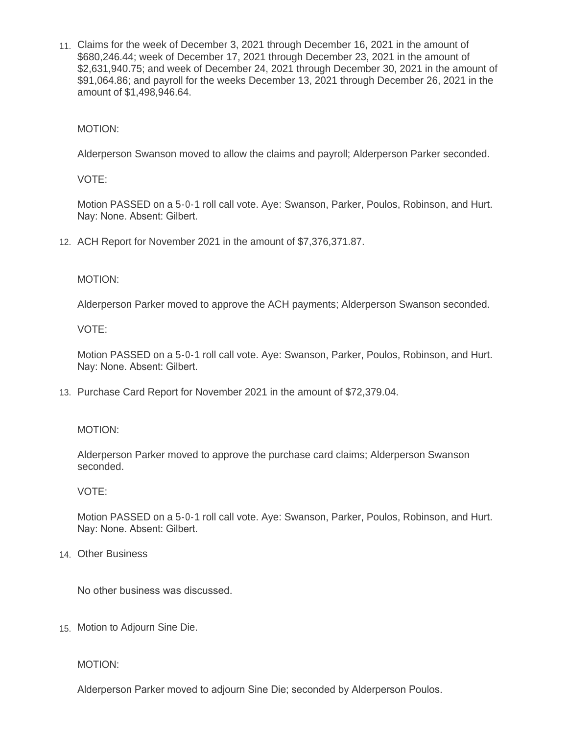11. Claims for the week of December 3, 2021 through December 16, 2021 in the amount of $680,246.44; week of December 17, 2021 through December 23, 2021 in the amount of $2,631,940.75; and week of December 24, 2021 through December 30, 2021 in the amount of $91,064.86; and payroll for the weeks December 13, 2021 through December 26, 2021 in the amount of $1,498,946.64.

    MOTION:

    Alderperson Swanson moved to allow the claims and payroll; Alderperson Parker seconded.

    VOTE:

    Motion PASSED on a 5-0-1 roll call vote. Aye: Swanson, Parker, Poulos, Robinson, and Hurt. Nay: None. Absent: Gilbert.

12. ACH Report for November 2021 in the amount of $7,376,371.87.

    MOTION:

    Alderperson Parker moved to approve the ACH payments; Alderperson Swanson seconded.

    VOTE:

    Motion PASSED on a 5-0-1 roll call vote. Aye: Swanson, Parker, Poulos, Robinson, and Hurt. Nay: None. Absent: Gilbert.

13. Purchase Card Report for November 2021 in the amount of $72,379.04.

    MOTION:

    Alderperson Parker moved to approve the purchase card claims; Alderperson Swanson seconded.

    VOTE:

    Motion PASSED on a 5-0-1 roll call vote. Aye: Swanson, Parker, Poulos, Robinson, and Hurt. Nay: None. Absent: Gilbert.

14. Other Business

    No other business was discussed.

15. Motion to Adjourn Sine Die.

    MOTION:

    Alderperson Parker moved to adjourn Sine Die; seconded by Alderperson Poulos.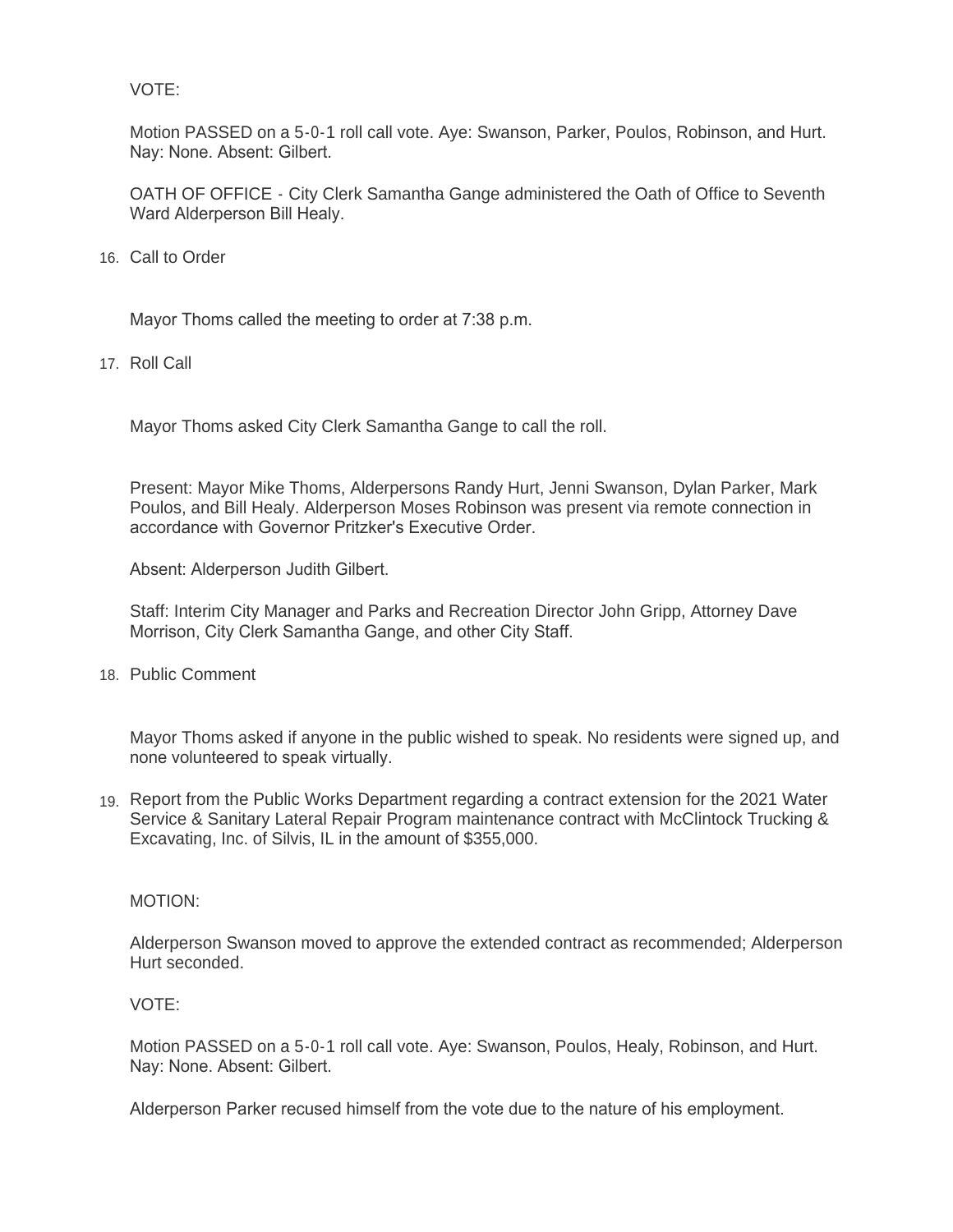VOTE:

Motion PASSED on a 5-0-1 roll call vote. Aye: Swanson, Parker, Poulos, Robinson, and Hurt. Nay: None. Absent: Gilbert.

OATH OF OFFICE - City Clerk Samantha Gange administered the Oath of Office to Seventh Ward Alderperson Bill Healy.

16. Call to Order

Mayor Thoms called the meeting to order at 7:38 p.m.

17. Roll Call

Mayor Thoms asked City Clerk Samantha Gange to call the roll.

Present: Mayor Mike Thoms, Alderpersons Randy Hurt, Jenni Swanson, Dylan Parker, Mark Poulos, and Bill Healy. Alderperson Moses Robinson was present via remote connection in accordance with Governor Pritzker's Executive Order.

Absent: Alderperson Judith Gilbert.

Staff: Interim City Manager and Parks and Recreation Director John Gripp, Attorney Dave Morrison, City Clerk Samantha Gange, and other City Staff.

18. Public Comment

Mayor Thoms asked if anyone in the public wished to speak. No residents were signed up, and none volunteered to speak virtually.

19. Report from the Public Works Department regarding a contract extension for the 2021 Water Service & Sanitary Lateral Repair Program maintenance contract with McClintock Trucking & Excavating, Inc. of Silvis, IL in the amount of $355,000.

MOTION:

Alderperson Swanson moved to approve the extended contract as recommended; Alderperson Hurt seconded.

VOTE:

Motion PASSED on a 5-0-1 roll call vote. Aye: Swanson, Poulos, Healy, Robinson, and Hurt. Nay: None. Absent: Gilbert.

Alderperson Parker recused himself from the vote due to the nature of his employment.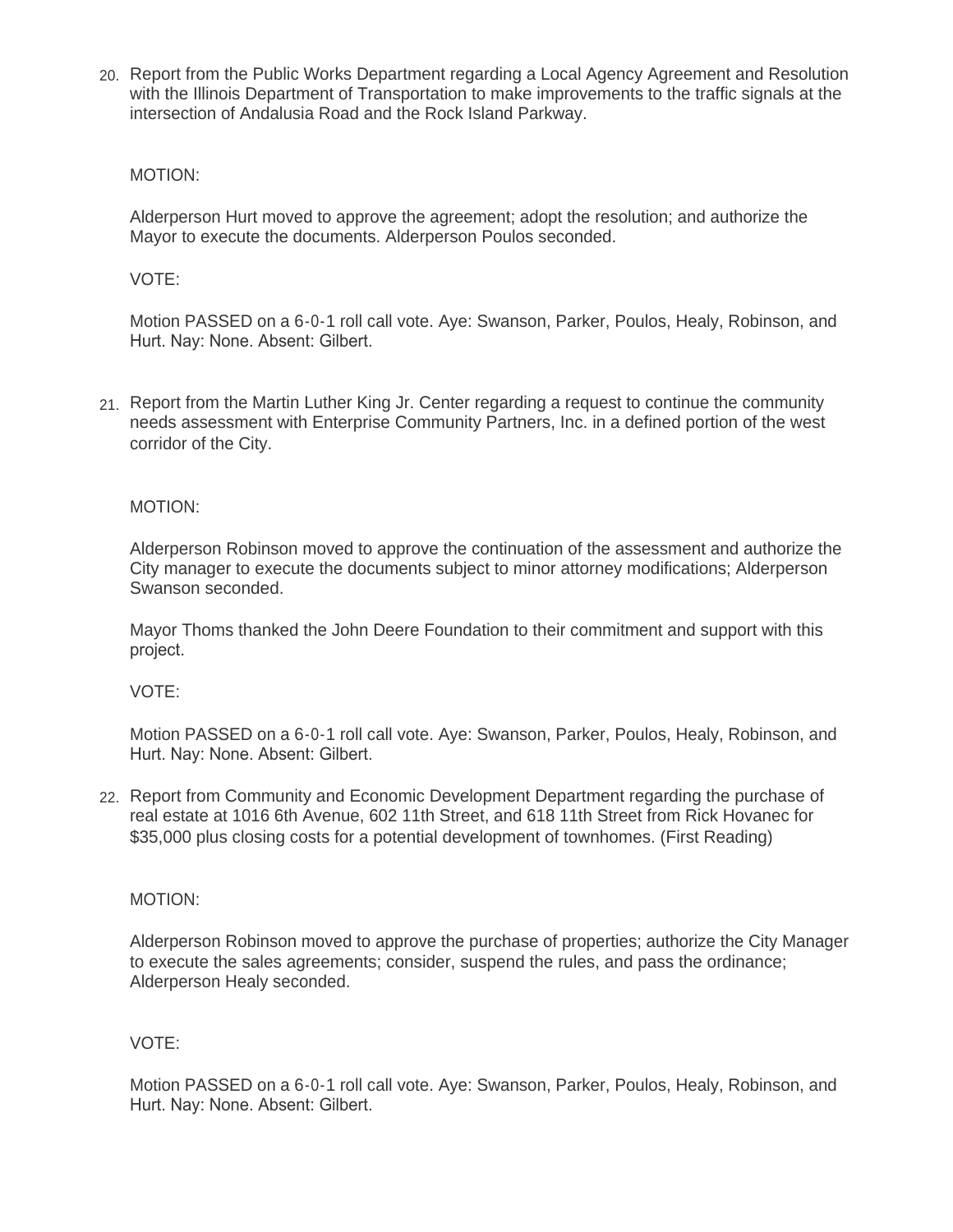20. Report from the Public Works Department regarding a Local Agency Agreement and Resolution with the Illinois Department of Transportation to make improvements to the traffic signals at the intersection of Andalusia Road and the Rock Island Parkway.

MOTION:

Alderperson Hurt moved to approve the agreement; adopt the resolution; and authorize the Mayor to execute the documents. Alderperson Poulos seconded.

VOTE:

Motion PASSED on a 6-0-1 roll call vote. Aye: Swanson, Parker, Poulos, Healy, Robinson, and Hurt. Nay: None. Absent: Gilbert.

21. Report from the Martin Luther King Jr. Center regarding a request to continue the community needs assessment with Enterprise Community Partners, Inc. in a defined portion of the west corridor of the City.

MOTION:

Alderperson Robinson moved to approve the continuation of the assessment and authorize the City manager to execute the documents subject to minor attorney modifications; Alderperson Swanson seconded.

Mayor Thoms thanked the John Deere Foundation to their commitment and support with this project.

VOTE:

Motion PASSED on a 6-0-1 roll call vote. Aye: Swanson, Parker, Poulos, Healy, Robinson, and Hurt. Nay: None. Absent: Gilbert.

22. Report from Community and Economic Development Department regarding the purchase of real estate at 1016 6th Avenue, 602 11th Street, and 618 11th Street from Rick Hovanec for $35,000 plus closing costs for a potential development of townhomes. (First Reading)

MOTION:

Alderperson Robinson moved to approve the purchase of properties; authorize the City Manager to execute the sales agreements; consider, suspend the rules, and pass the ordinance; Alderperson Healy seconded.

VOTE:

Motion PASSED on a 6-0-1 roll call vote. Aye: Swanson, Parker, Poulos, Healy, Robinson, and Hurt. Nay: None. Absent: Gilbert.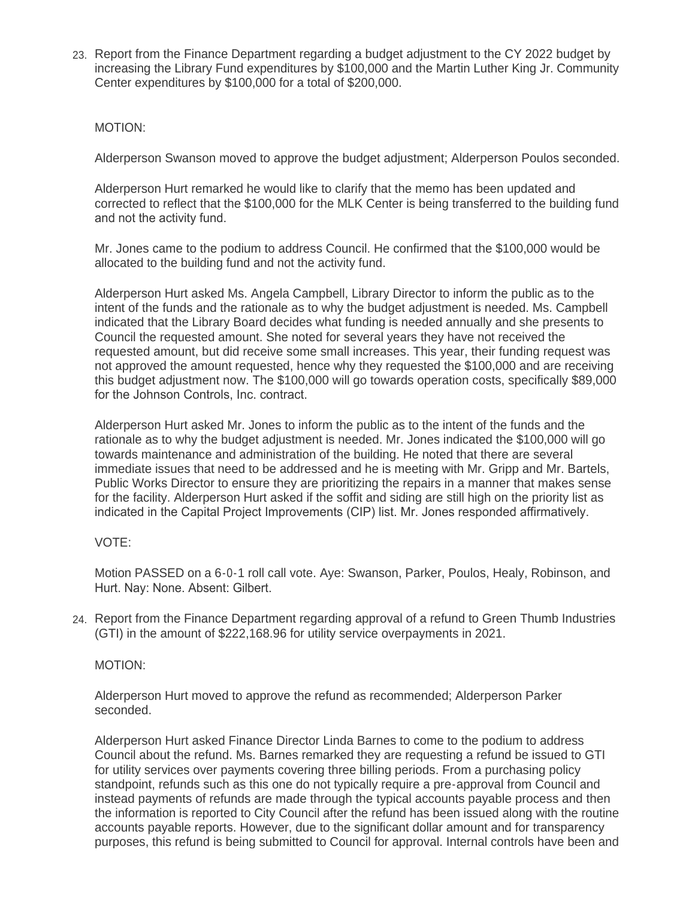23. Report from the Finance Department regarding a budget adjustment to the CY 2022 budget by increasing the Library Fund expenditures by $100,000 and the Martin Luther King Jr. Community Center expenditures by $100,000 for a total of $200,000.

    MOTION:

    Alderperson Swanson moved to approve the budget adjustment; Alderperson Poulos seconded.

    Alderperson Hurt remarked he would like to clarify that the memo has been updated and corrected to reflect that the $100,000 for the MLK Center is being transferred to the building fund and not the activity fund.

    Mr. Jones came to the podium to address Council. He confirmed that the $100,000 would be allocated to the building fund and not the activity fund.

    Alderperson Hurt asked Ms. Angela Campbell, Library Director to inform the public as to the intent of the funds and the rationale as to why the budget adjustment is needed. Ms. Campbell indicated that the Library Board decides what funding is needed annually and she presents to Council the requested amount. She noted for several years they have not received the requested amount, but did receive some small increases. This year, their funding request was not approved the amount requested, hence why they requested the $100,000 and are receiving this budget adjustment now. The $100,000 will go towards operation costs, specifically $89,000 for the Johnson Controls, Inc. contract.

    Alderperson Hurt asked Mr. Jones to inform the public as to the intent of the funds and the rationale as to why the budget adjustment is needed. Mr. Jones indicated the $100,000 will go towards maintenance and administration of the building. He noted that there are several immediate issues that need to be addressed and he is meeting with Mr. Gripp and Mr. Bartels, Public Works Director to ensure they are prioritizing the repairs in a manner that makes sense for the facility. Alderperson Hurt asked if the soffit and siding are still high on the priority list as indicated in the Capital Project Improvements (CIP) list. Mr. Jones responded affirmatively.

    VOTE:

    Motion PASSED on a 6-0-1 roll call vote. Aye: Swanson, Parker, Poulos, Healy, Robinson, and Hurt. Nay: None. Absent: Gilbert.

24. Report from the Finance Department regarding approval of a refund to Green Thumb Industries (GTI) in the amount of $222,168.96 for utility service overpayments in 2021.

    MOTION:

    Alderperson Hurt moved to approve the refund as recommended; Alderperson Parker seconded.

    Alderperson Hurt asked Finance Director Linda Barnes to come to the podium to address Council about the refund. Ms. Barnes remarked they are requesting a refund be issued to GTI for utility services over payments covering three billing periods. From a purchasing policy standpoint, refunds such as this one do not typically require a pre-approval from Council and instead payments of refunds are made through the typical accounts payable process and then the information is reported to City Council after the refund has been issued along with the routine accounts payable reports. However, due to the significant dollar amount and for transparency purposes, this refund is being submitted to Council for approval. Internal controls have been and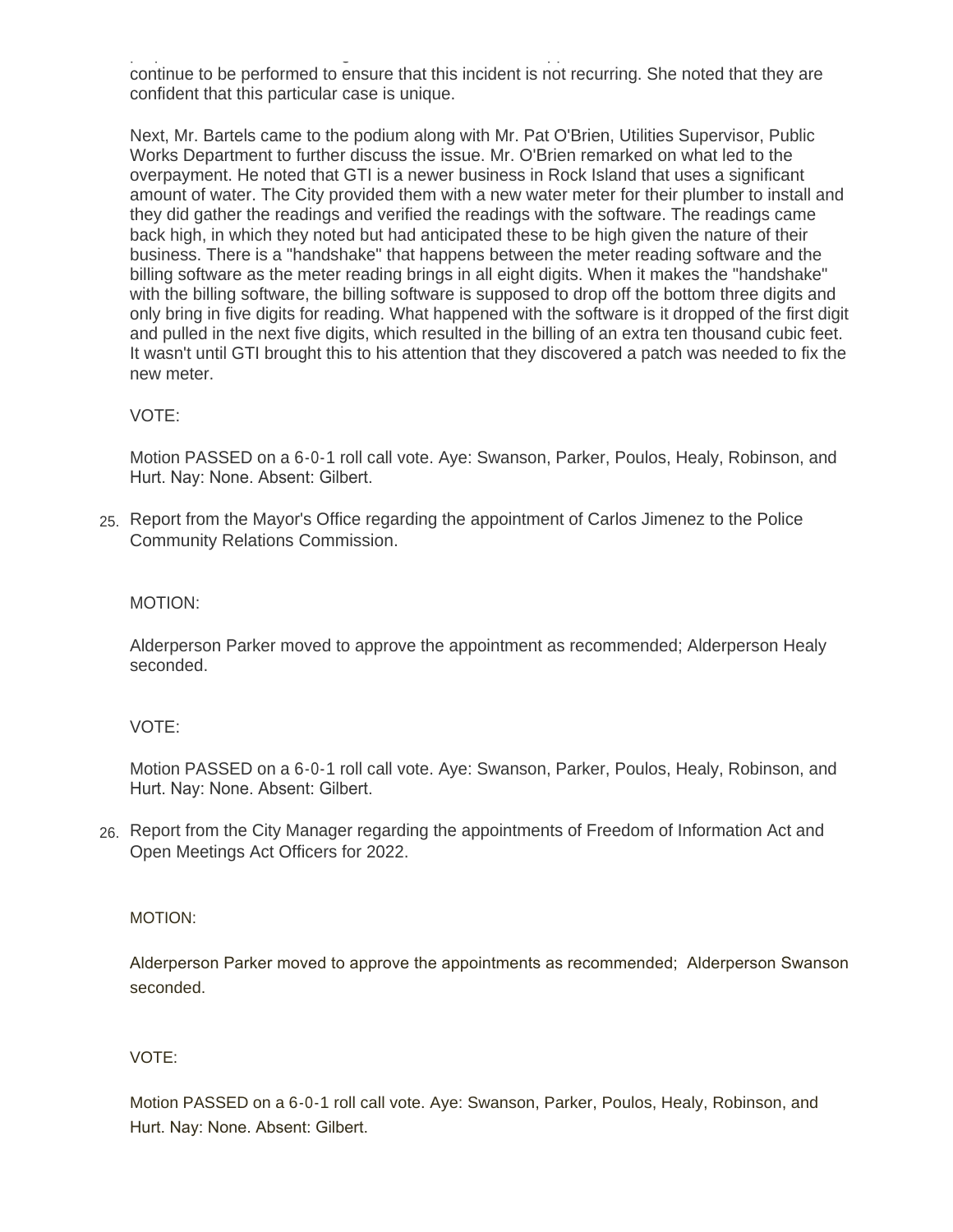continue to be performed to ensure that this incident is not recurring. She noted that they are confident that this particular case is unique.

Next, Mr. Bartels came to the podium along with Mr. Pat O'Brien, Utilities Supervisor, Public Works Department to further discuss the issue. Mr. O'Brien remarked on what led to the overpayment. He noted that GTI is a newer business in Rock Island that uses a significant amount of water. The City provided them with a new water meter for their plumber to install and they did gather the readings and verified the readings with the software. The readings came back high, in which they noted but had anticipated these to be high given the nature of their business. There is a "handshake" that happens between the meter reading software and the billing software as the meter reading brings in all eight digits. When it makes the "handshake" with the billing software, the billing software is supposed to drop off the bottom three digits and only bring in five digits for reading. What happened with the software is it dropped of the first digit and pulled in the next five digits, which resulted in the billing of an extra ten thousand cubic feet. It wasn't until GTI brought this to his attention that they discovered a patch was needed to fix the new meter.

VOTE:

Motion PASSED on a 6-0-1 roll call vote. Aye: Swanson, Parker, Poulos, Healy, Robinson, and Hurt. Nay: None. Absent: Gilbert.

25. Report from the Mayor's Office regarding the appointment of Carlos Jimenez to the Police Community Relations Commission.

MOTION:

Alderperson Parker moved to approve the appointment as recommended; Alderperson Healy seconded.

VOTE:

Motion PASSED on a 6-0-1 roll call vote. Aye: Swanson, Parker, Poulos, Healy, Robinson, and Hurt. Nay: None. Absent: Gilbert.

26. Report from the City Manager regarding the appointments of Freedom of Information Act and Open Meetings Act Officers for 2022.

MOTION:

Alderperson Parker moved to approve the appointments as recommended; Alderperson Swanson seconded.

VOTE:

Motion PASSED on a 6-0-1 roll call vote. Aye: Swanson, Parker, Poulos, Healy, Robinson, and Hurt. Nay: None. Absent: Gilbert.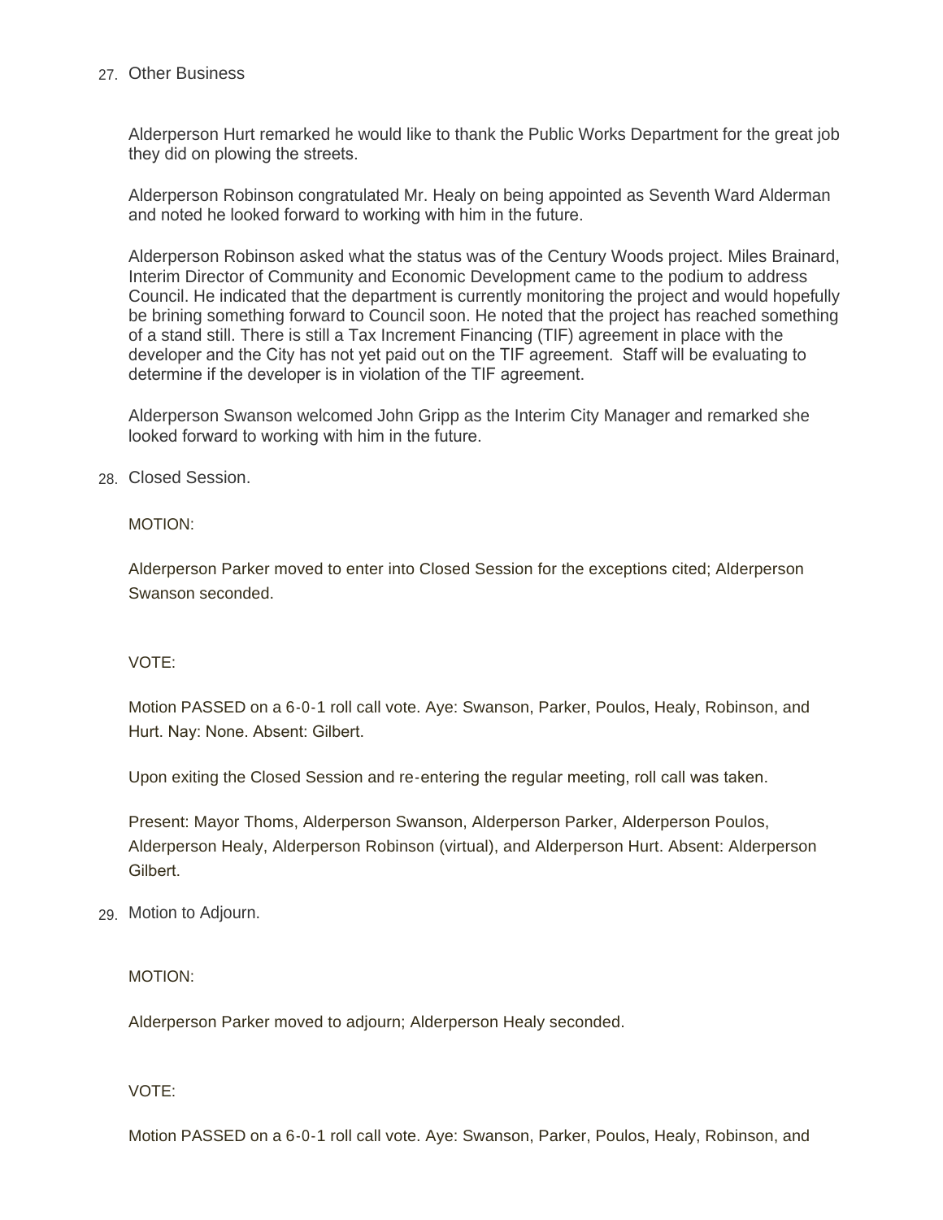27. Other Business

Alderperson Hurt remarked he would like to thank the Public Works Department for the great job they did on plowing the streets.

Alderperson Robinson congratulated Mr. Healy on being appointed as Seventh Ward Alderman and noted he looked forward to working with him in the future.

Alderperson Robinson asked what the status was of the Century Woods project. Miles Brainard, Interim Director of Community and Economic Development came to the podium to address Council. He indicated that the department is currently monitoring the project and would hopefully be brining something forward to Council soon. He noted that the project has reached something of a stand still. There is still a Tax Increment Financing (TIF) agreement in place with the developer and the City has not yet paid out on the TIF agreement. Staff will be evaluating to determine if the developer is in violation of the TIF agreement.

Alderperson Swanson welcomed John Gripp as the Interim City Manager and remarked she looked forward to working with him in the future.

28. Closed Session.

MOTION:

Alderperson Parker moved to enter into Closed Session for the exceptions cited; Alderperson Swanson seconded.

VOTE:

Motion PASSED on a 6-0-1 roll call vote. Aye: Swanson, Parker, Poulos, Healy, Robinson, and Hurt. Nay: None. Absent: Gilbert.

Upon exiting the Closed Session and re-entering the regular meeting, roll call was taken.

Present: Mayor Thoms, Alderperson Swanson, Alderperson Parker, Alderperson Poulos, Alderperson Healy, Alderperson Robinson (virtual), and Alderperson Hurt. Absent: Alderperson Gilbert.

29. Motion to Adjourn.

MOTION:

Alderperson Parker moved to adjourn; Alderperson Healy seconded.

VOTE:

Motion PASSED on a 6-0-1 roll call vote. Aye: Swanson, Parker, Poulos, Healy, Robinson, and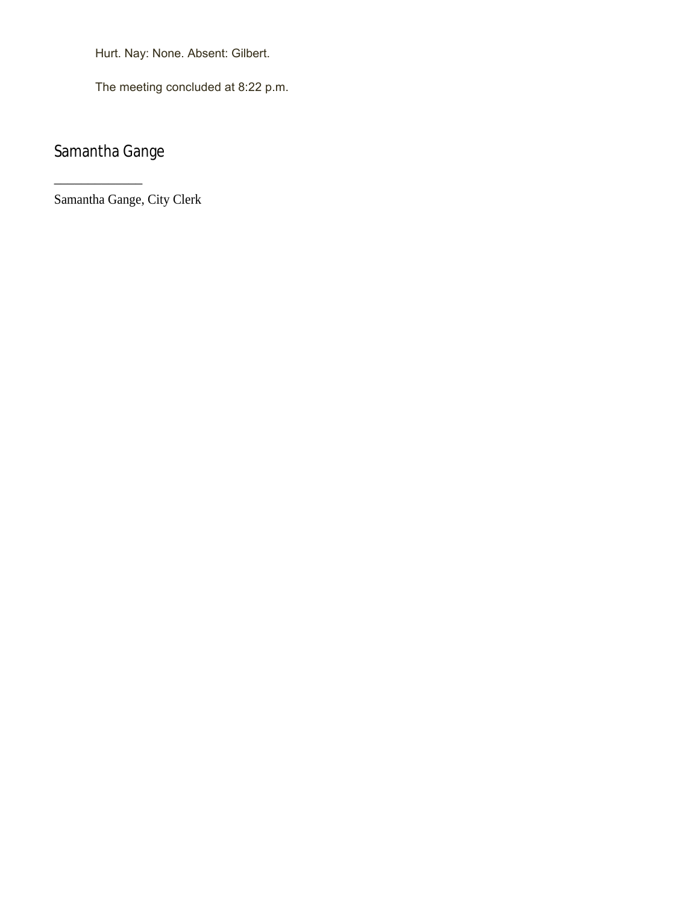Hurt. Nay: None. Absent: Gilbert.

The meeting concluded at 8:22 p.m.

Samantha Gange

_____________

Samantha Gange, City Clerk